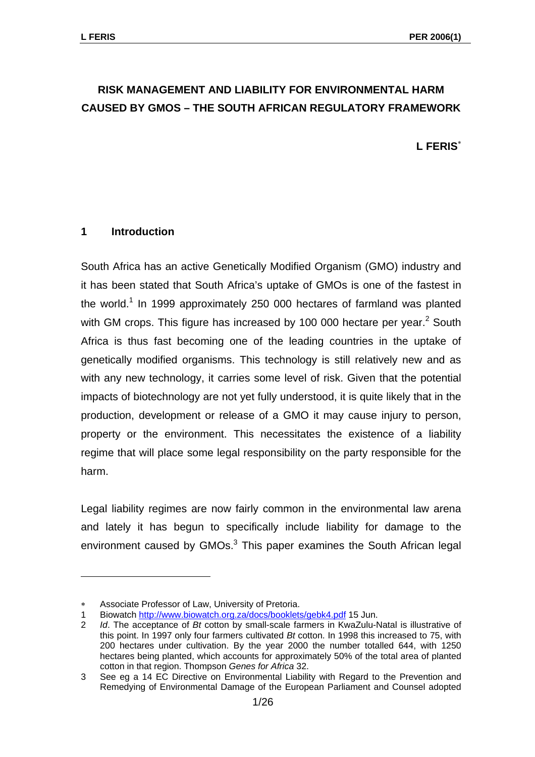# RISK MANAGEMENT AND LIABILITY FOR ENVIRONMENTAL HARM CAUSED BY GMOS – THE SOUTH AFRICAN REGULATORY FRAMEWORK

**L FERIS**[∗]

## 1 Introduction

South Africa has an active Genetically Modified Organism (GMO) industry and it has been stated that South Africa's uptake of GMOs is one of the fastest in the world.[1] In 1999 approximately 250 000 hectares of farmland was planted with GM crops. This figure has increased by 100 000 hectare per year.[2] South Africa is thus fast becoming one of the leading countries in the uptake of genetically modified organisms. This technology is still relatively new and as with any new technology, it carries some level of risk. Given that the potential impacts of biotechnology are not yet fully understood, it is quite likely that in the production, development or release of a GMO it may cause injury to person, property or the environment. This necessitates the existence of a liability regime that will place some legal responsibility on the party responsible for the harm.

Legal liability regimes are now fairly common in the environmental law arena and lately it has begun to specifically include liability for damage to the environment caused by GMOs.[3] This paper examines the South African legal

---

∗ Associate Professor of Law, University of Pretoria.

1 Biowatch http://www.biowatch.org.za/docs/booklets/gebk4.pdf 15 Jun.

2 *Id*. The acceptance of *Bt* cotton by small-scale farmers in KwaZulu-Natal is illustrative of this point. In 1997 only four farmers cultivated *Bt* cotton. In 1998 this increased to 75, with 200 hectares under cultivation. By the year 2000 the number totalled 644, with 1250 hectares being planted, which accounts for approximately 50% of the total area of planted cotton in that region. Thompson *Genes for Africa* 32.

3 See eg a 14 EC Directive on Environmental Liability with Regard to the Prevention and Remedying of Environmental Damage of the European Parliament and Counsel adopted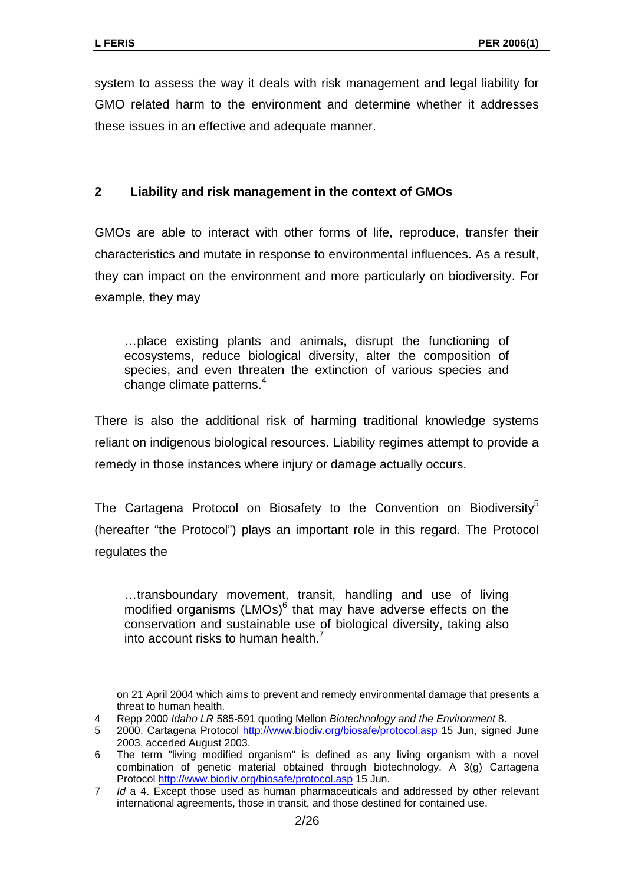system to assess the way it deals with risk management and legal liability for GMO related harm to the environment and determine whether it addresses these issues in an effective and adequate manner.

## 2 Liability and risk management in the context of GMOs

GMOs are able to interact with other forms of life, reproduce, transfer their characteristics and mutate in response to environmental influences. As a result, they can impact on the environment and more particularly on biodiversity. For example, they may

> …place existing plants and animals, disrupt the functioning of ecosystems, reduce biological diversity, alter the composition of species, and even threaten the extinction of various species and change climate patterns.[4]

There is also the additional risk of harming traditional knowledge systems reliant on indigenous biological resources. Liability regimes attempt to provide a remedy in those instances where injury or damage actually occurs.

The Cartagena Protocol on Biosafety to the Convention on Biodiversity[5] (hereafter "the Protocol") plays an important role in this regard. The Protocol regulates the

> …transboundary movement, transit, handling and use of living modified organisms (LMOs)[6] that may have adverse effects on the conservation and sustainable use of biological diversity, taking also into account risks to human health.[7]

---

on 21 April 2004 which aims to prevent and remedy environmental damage that presents a threat to human health.

4 Repp 2000 *Idaho LR* 585-591 quoting Mellon *Biotechnology and the Environment* 8.

5 2000. Cartagena Protocol http://www.biodiv.org/biosafe/protocol.asp 15 Jun, signed June 2003, acceded August 2003.

6 The term "living modified organism" is defined as any living organism with a novel combination of genetic material obtained through biotechnology. A 3(g) Cartagena Protocol http://www.biodiv.org/biosafe/protocol.asp 15 Jun.

7 *Id* a 4. Except those used as human pharmaceuticals and addressed by other relevant international agreements, those in transit, and those destined for contained use.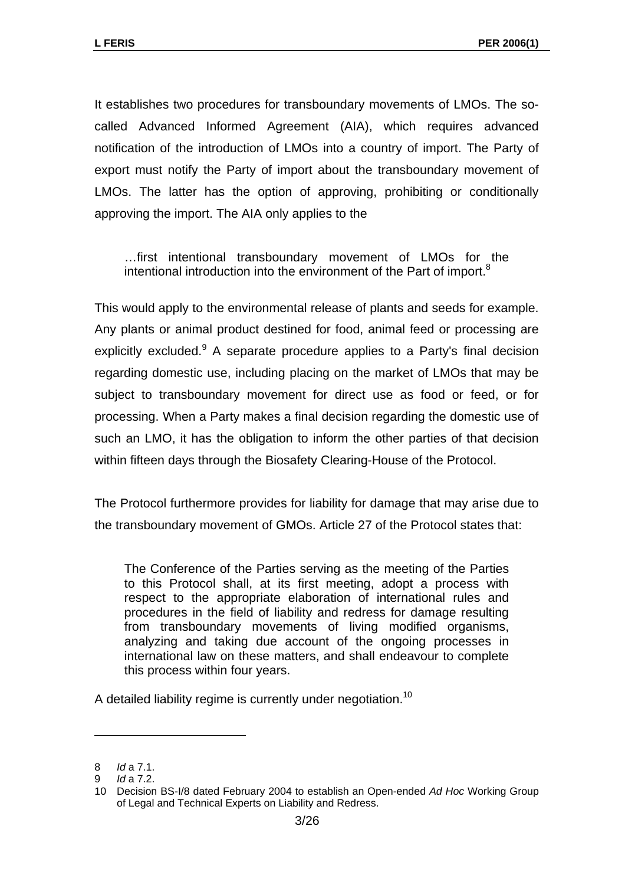It establishes two procedures for transboundary movements of LMOs. The so-called Advanced Informed Agreement (AIA), which requires advanced notification of the introduction of LMOs into a country of import. The Party of export must notify the Party of import about the transboundary movement of LMOs. The latter has the option of approving, prohibiting or conditionally approving the import. The AIA only applies to the

> …first intentional transboundary movement of LMOs for the intentional introduction into the environment of the Part of import.[8]

This would apply to the environmental release of plants and seeds for example. Any plants or animal product destined for food, animal feed or processing are explicitly excluded.[9] A separate procedure applies to a Party's final decision regarding domestic use, including placing on the market of LMOs that may be subject to transboundary movement for direct use as food or feed, or for processing. When a Party makes a final decision regarding the domestic use of such an LMO, it has the obligation to inform the other parties of that decision within fifteen days through the Biosafety Clearing-House of the Protocol.

The Protocol furthermore provides for liability for damage that may arise due to the transboundary movement of GMOs. Article 27 of the Protocol states that:

> The Conference of the Parties serving as the meeting of the Parties to this Protocol shall, at its first meeting, adopt a process with respect to the appropriate elaboration of international rules and procedures in the field of liability and redress for damage resulting from transboundary movements of living modified organisms, analyzing and taking due account of the ongoing processes in international law on these matters, and shall endeavour to complete this process within four years.

A detailed liability regime is currently under negotiation.[10]

---

8 *Id* a 7.1.

9 *Id* a 7.2.

10 Decision BS-I/8 dated February 2004 to establish an Open-ended *Ad Hoc* Working Group of Legal and Technical Experts on Liability and Redress.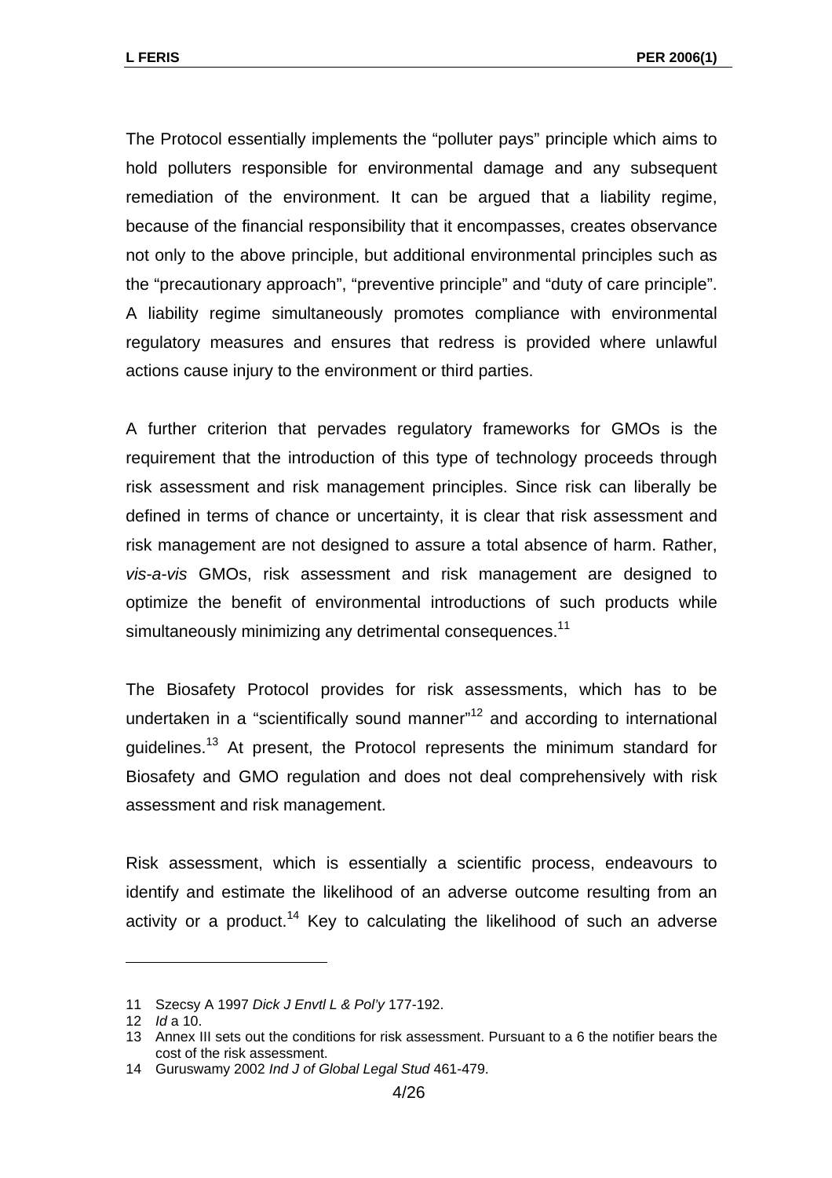The Protocol essentially implements the "polluter pays" principle which aims to hold polluters responsible for environmental damage and any subsequent remediation of the environment. It can be argued that a liability regime, because of the financial responsibility that it encompasses, creates observance not only to the above principle, but additional environmental principles such as the "precautionary approach", "preventive principle" and "duty of care principle". A liability regime simultaneously promotes compliance with environmental regulatory measures and ensures that redress is provided where unlawful actions cause injury to the environment or third parties.

A further criterion that pervades regulatory frameworks for GMOs is the requirement that the introduction of this type of technology proceeds through risk assessment and risk management principles. Since risk can liberally be defined in terms of chance or uncertainty, it is clear that risk assessment and risk management are not designed to assure a total absence of harm. Rather, *vis-a-vis* GMOs, risk assessment and risk management are designed to optimize the benefit of environmental introductions of such products while simultaneously minimizing any detrimental consequences.[11]

The Biosafety Protocol provides for risk assessments, which has to be undertaken in a "scientifically sound manner"[12] and according to international guidelines.[13] At present, the Protocol represents the minimum standard for Biosafety and GMO regulation and does not deal comprehensively with risk assessment and risk management.

Risk assessment, which is essentially a scientific process, endeavours to identify and estimate the likelihood of an adverse outcome resulting from an activity or a product.[14] Key to calculating the likelihood of such an adverse

---

11 Szecsy A 1997 *Dick J Envtl L & Pol'y* 177-192.

12 *Id* a 10.

13 Annex III sets out the conditions for risk assessment. Pursuant to a 6 the notifier bears the cost of the risk assessment.

14 Guruswamy 2002 *Ind J of Global Legal Stud* 461-479.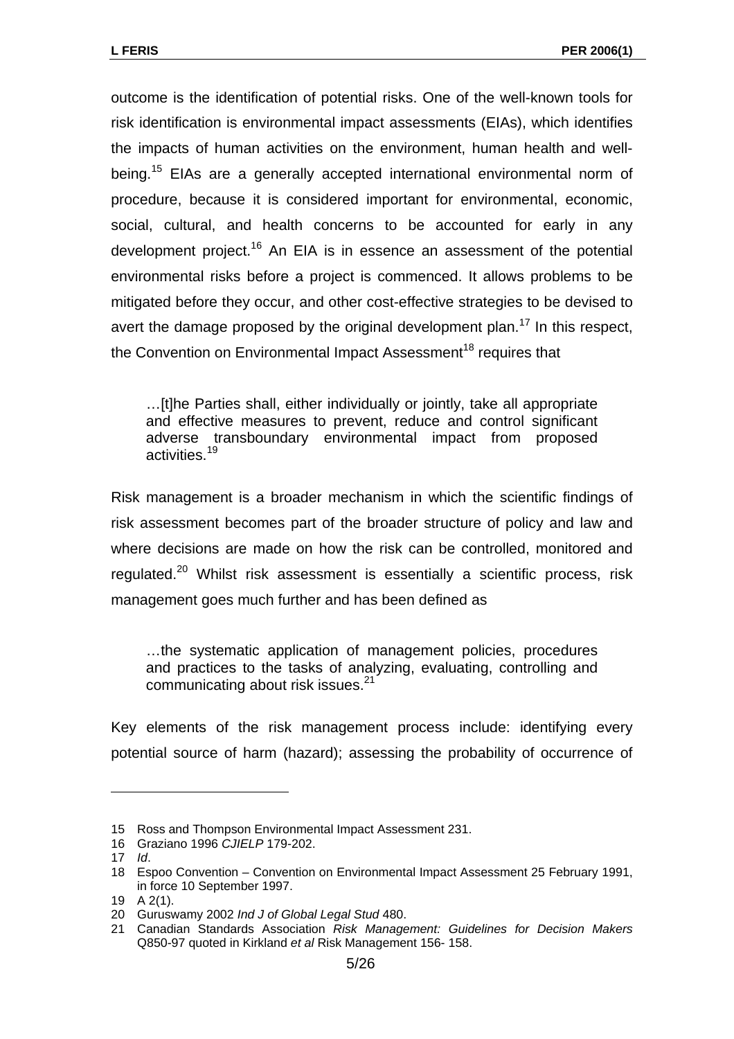outcome is the identification of potential risks. One of the well-known tools for risk identification is environmental impact assessments (EIAs), which identifies the impacts of human activities on the environment, human health and well-being.[15] EIAs are a generally accepted international environmental norm of procedure, because it is considered important for environmental, economic, social, cultural, and health concerns to be accounted for early in any development project.[16] An EIA is in essence an assessment of the potential environmental risks before a project is commenced. It allows problems to be mitigated before they occur, and other cost-effective strategies to be devised to avert the damage proposed by the original development plan.[17] In this respect, the Convention on Environmental Impact Assessment[18] requires that

> …[t]he Parties shall, either individually or jointly, take all appropriate and effective measures to prevent, reduce and control significant adverse transboundary environmental impact from proposed activities.[19]

Risk management is a broader mechanism in which the scientific findings of risk assessment becomes part of the broader structure of policy and law and where decisions are made on how the risk can be controlled, monitored and regulated.[20] Whilst risk assessment is essentially a scientific process, risk management goes much further and has been defined as

> …the systematic application of management policies, procedures and practices to the tasks of analyzing, evaluating, controlling and communicating about risk issues.[21]

Key elements of the risk management process include: identifying every potential source of harm (hazard); assessing the probability of occurrence of

---

15 Ross and Thompson Environmental Impact Assessment 231.

16 Graziano 1996 *CJIELP* 179-202.

17 *Id*.

18 Espoo Convention – Convention on Environmental Impact Assessment 25 February 1991, in force 10 September 1997.

19 A 2(1).

20 Guruswamy 2002 *Ind J of Global Legal Stud* 480.

21 Canadian Standards Association *Risk Management: Guidelines for Decision Makers* Q850-97 quoted in Kirkland *et al* Risk Management 156- 158.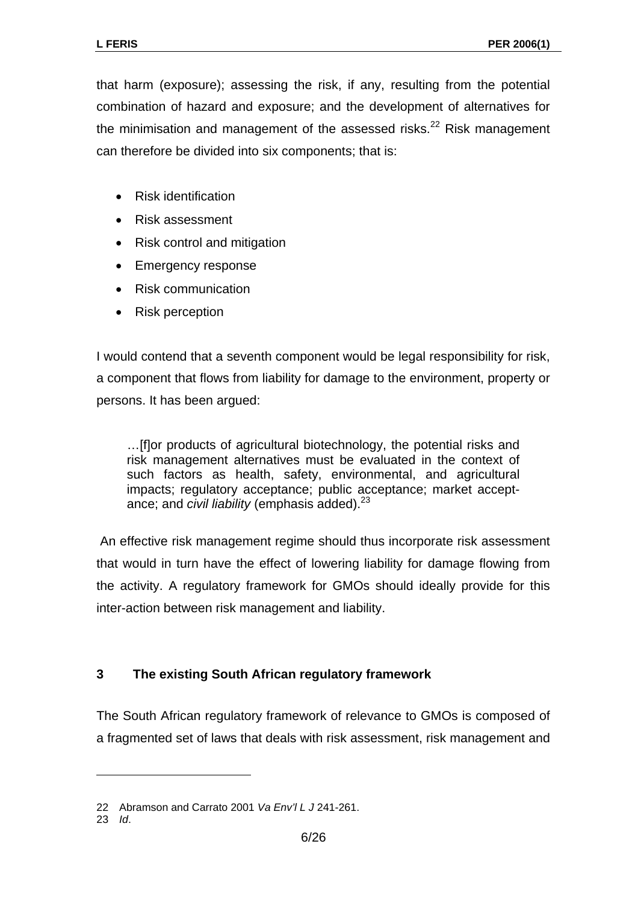that harm (exposure); assessing the risk, if any, resulting from the potential combination of hazard and exposure; and the development of alternatives for the minimisation and management of the assessed risks.[22] Risk management can therefore be divided into six components; that is:

- Risk identification
- Risk assessment
- Risk control and mitigation
- Emergency response
- Risk communication
- Risk perception

I would contend that a seventh component would be legal responsibility for risk, a component that flows from liability for damage to the environment, property or persons. It has been argued:

> …[f]or products of agricultural biotechnology, the potential risks and risk management alternatives must be evaluated in the context of such factors as health, safety, environmental, and agricultural impacts; regulatory acceptance; public acceptance; market acceptance; and *civil liability* (emphasis added).[23]

An effective risk management regime should thus incorporate risk assessment that would in turn have the effect of lowering liability for damage flowing from the activity. A regulatory framework for GMOs should ideally provide for this inter-action between risk management and liability.

## 3 The existing South African regulatory framework

The South African regulatory framework of relevance to GMOs is composed of a fragmented set of laws that deals with risk assessment, risk management and

---

22 Abramson and Carrato 2001 *Va Env'l L J* 241-261.

23 *Id*.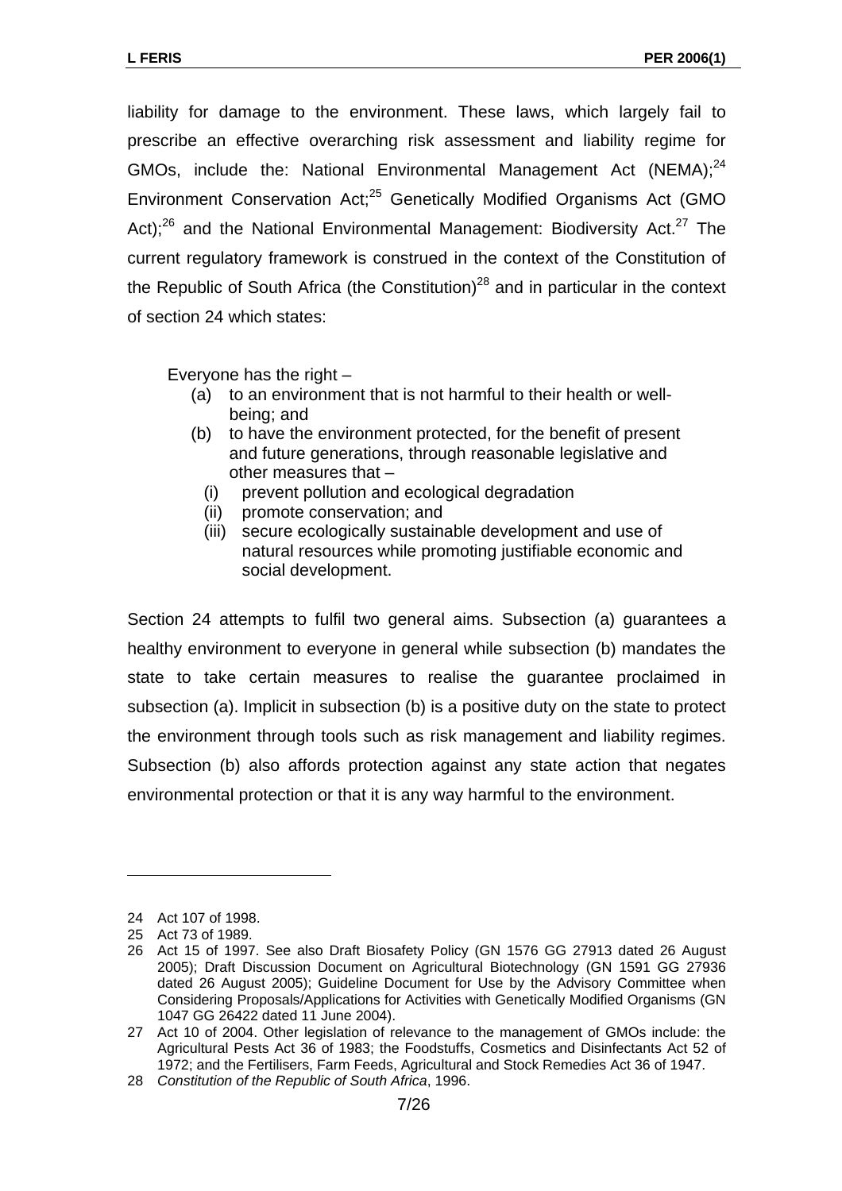liability for damage to the environment. These laws, which largely fail to prescribe an effective overarching risk assessment and liability regime for GMOs, include the: National Environmental Management Act (NEMA);[24] Environment Conservation Act;[25] Genetically Modified Organisms Act (GMO Act);[26] and the National Environmental Management: Biodiversity Act.[27] The current regulatory framework is construed in the context of the Constitution of the Republic of South Africa (the Constitution)[28] and in particular in the context of section 24 which states:

> Everyone has the right –
>
> (a) to an environment that is not harmful to their health or well-being; and
>
> (b) to have the environment protected, for the benefit of present and future generations, through reasonable legislative and other measures that –
>
> (i) prevent pollution and ecological degradation
>
> (ii) promote conservation; and
>
> (iii) secure ecologically sustainable development and use of natural resources while promoting justifiable economic and social development.

Section 24 attempts to fulfil two general aims. Subsection (a) guarantees a healthy environment to everyone in general while subsection (b) mandates the state to take certain measures to realise the guarantee proclaimed in subsection (a). Implicit in subsection (b) is a positive duty on the state to protect the environment through tools such as risk management and liability regimes. Subsection (b) also affords protection against any state action that negates environmental protection or that it is any way harmful to the environment.

---

24 Act 107 of 1998.

25 Act 73 of 1989.

26 Act 15 of 1997. See also Draft Biosafety Policy (GN 1576 GG 27913 dated 26 August 2005); Draft Discussion Document on Agricultural Biotechnology (GN 1591 GG 27936 dated 26 August 2005); Guideline Document for Use by the Advisory Committee when Considering Proposals/Applications for Activities with Genetically Modified Organisms (GN 1047 GG 26422 dated 11 June 2004).

27 Act 10 of 2004. Other legislation of relevance to the management of GMOs include: the Agricultural Pests Act 36 of 1983; the Foodstuffs, Cosmetics and Disinfectants Act 52 of 1972; and the Fertilisers, Farm Feeds, Agricultural and Stock Remedies Act 36 of 1947.

28 *Constitution of the Republic of South Africa*, 1996.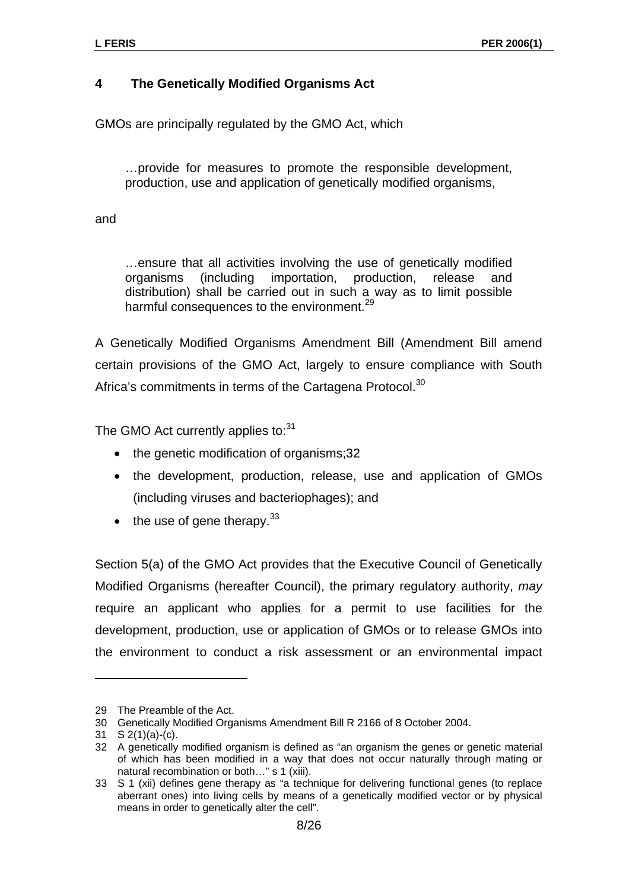## 4 The Genetically Modified Organisms Act

GMOs are principally regulated by the GMO Act, which

> …provide for measures to promote the responsible development, production, use and application of genetically modified organisms,

and

> …ensure that all activities involving the use of genetically modified organisms (including importation, production, release and distribution) shall be carried out in such a way as to limit possible harmful consequences to the environment.[29]

A Genetically Modified Organisms Amendment Bill (Amendment Bill amend certain provisions of the GMO Act, largely to ensure compliance with South Africa's commitments in terms of the Cartagena Protocol.[30]

The GMO Act currently applies to:[31]

- the genetic modification of organisms;32
- the development, production, release, use and application of GMOs (including viruses and bacteriophages); and
- the use of gene therapy.[33]

Section 5(a) of the GMO Act provides that the Executive Council of Genetically Modified Organisms (hereafter Council), the primary regulatory authority, *may* require an applicant who applies for a permit to use facilities for the development, production, use or application of GMOs or to release GMOs into the environment to conduct a risk assessment or an environmental impact

---

29 The Preamble of the Act.

30 Genetically Modified Organisms Amendment Bill R 2166 of 8 October 2004.

31 S 2(1)(a)-(c).

32 A genetically modified organism is defined as "an organism the genes or genetic material of which has been modified in a way that does not occur naturally through mating or natural recombination or both…" s 1 (xiii).

33 S 1 (xii) defines gene therapy as "a technique for delivering functional genes (to replace aberrant ones) into living cells by means of a genetically modified vector or by physical means in order to genetically alter the cell".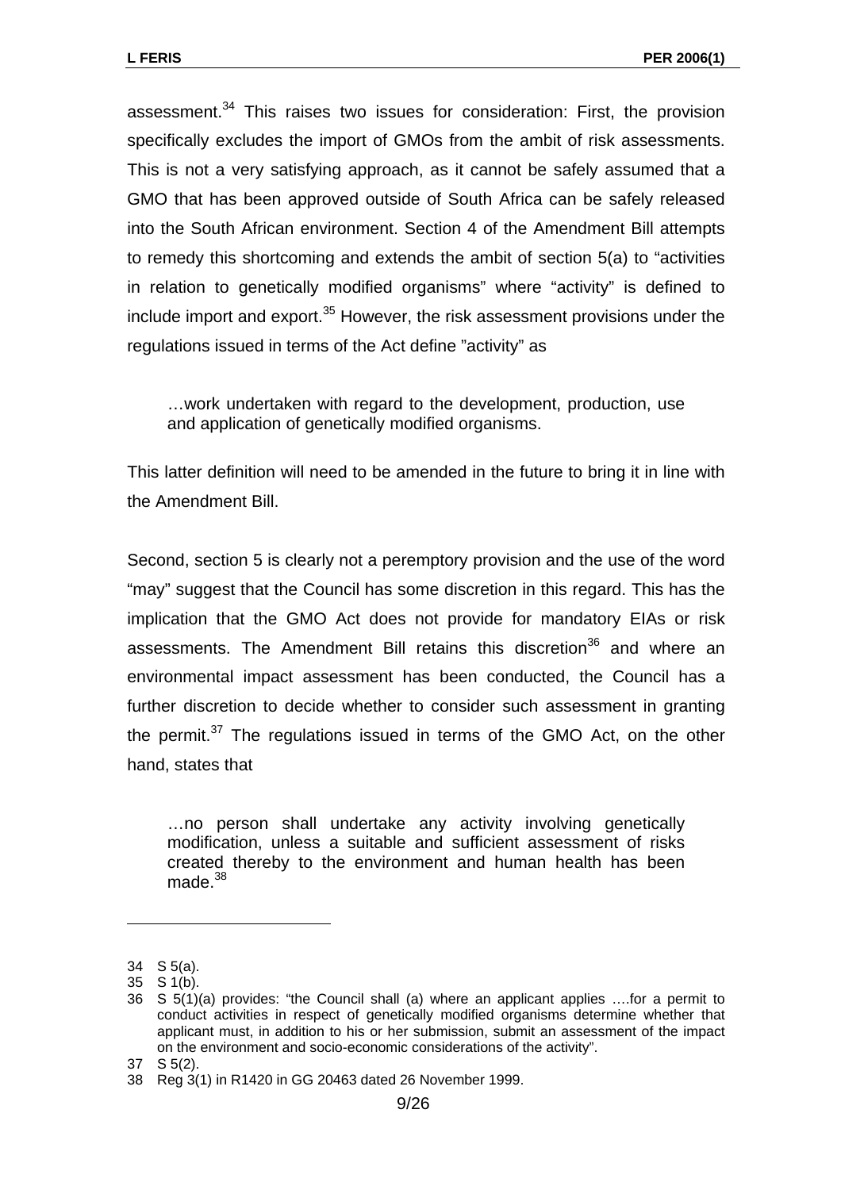assessment.[34] This raises two issues for consideration: First, the provision specifically excludes the import of GMOs from the ambit of risk assessments. This is not a very satisfying approach, as it cannot be safely assumed that a GMO that has been approved outside of South Africa can be safely released into the South African environment. Section 4 of the Amendment Bill attempts to remedy this shortcoming and extends the ambit of section 5(a) to "activities in relation to genetically modified organisms" where "activity" is defined to include import and export.[35] However, the risk assessment provisions under the regulations issued in terms of the Act define "activity" as

> …work undertaken with regard to the development, production, use and application of genetically modified organisms.

This latter definition will need to be amended in the future to bring it in line with the Amendment Bill.

Second, section 5 is clearly not a peremptory provision and the use of the word "may" suggest that the Council has some discretion in this regard. This has the implication that the GMO Act does not provide for mandatory EIAs or risk assessments. The Amendment Bill retains this discretion[36] and where an environmental impact assessment has been conducted, the Council has a further discretion to decide whether to consider such assessment in granting the permit.[37] The regulations issued in terms of the GMO Act, on the other hand, states that

> …no person shall undertake any activity involving genetically modification, unless a suitable and sufficient assessment of risks created thereby to the environment and human health has been made.[38]

---

34 S 5(a).

35 S 1(b).

36 S 5(1)(a) provides: "the Council shall (a) where an applicant applies ….for a permit to conduct activities in respect of genetically modified organisms determine whether that applicant must, in addition to his or her submission, submit an assessment of the impact on the environment and socio-economic considerations of the activity".

37 S 5(2).

38 Reg 3(1) in R1420 in GG 20463 dated 26 November 1999.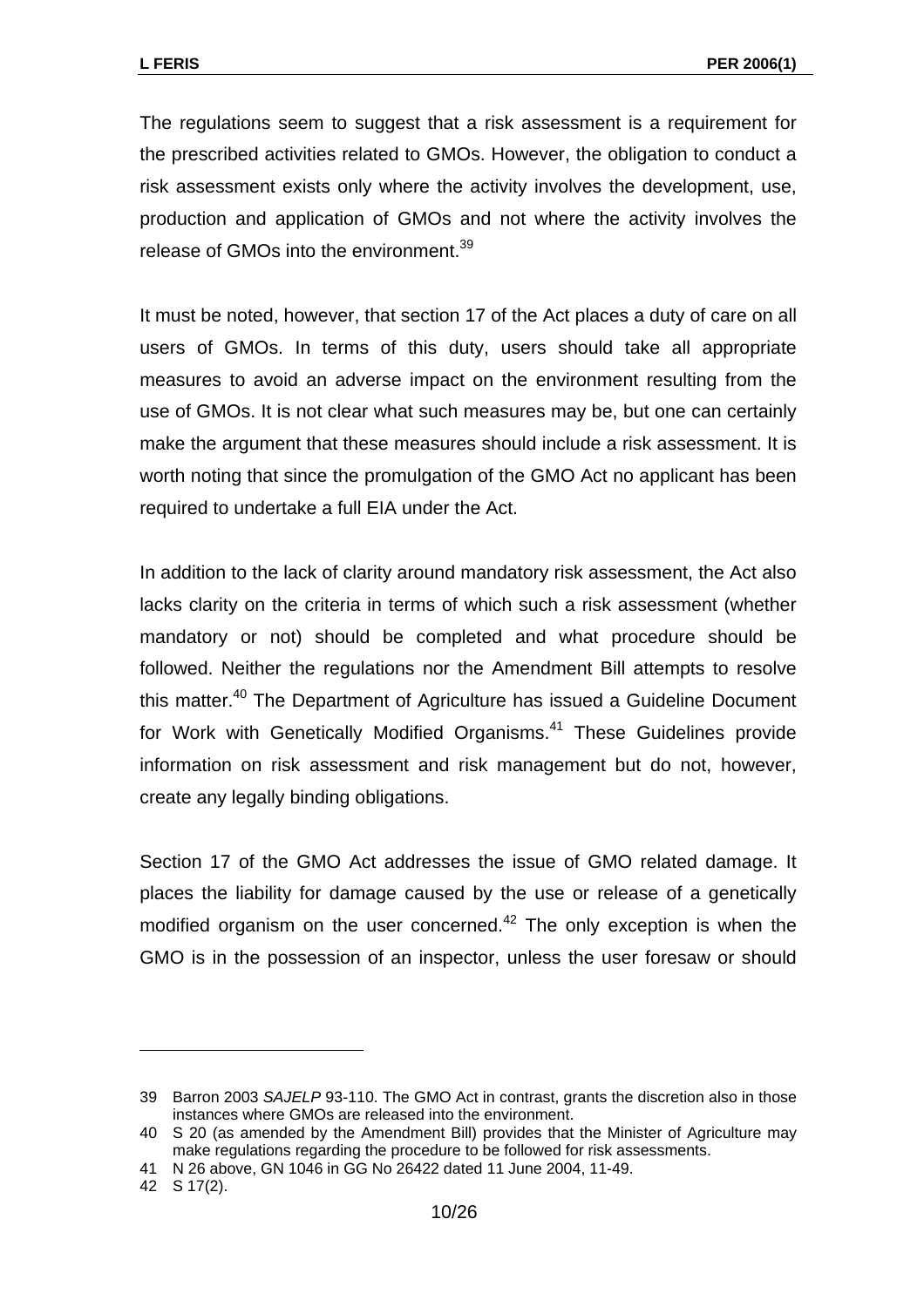The regulations seem to suggest that a risk assessment is a requirement for the prescribed activities related to GMOs. However, the obligation to conduct a risk assessment exists only where the activity involves the development, use, production and application of GMOs and not where the activity involves the release of GMOs into the environment.[39]

It must be noted, however, that section 17 of the Act places a duty of care on all users of GMOs. In terms of this duty, users should take all appropriate measures to avoid an adverse impact on the environment resulting from the use of GMOs. It is not clear what such measures may be, but one can certainly make the argument that these measures should include a risk assessment. It is worth noting that since the promulgation of the GMO Act no applicant has been required to undertake a full EIA under the Act.

In addition to the lack of clarity around mandatory risk assessment, the Act also lacks clarity on the criteria in terms of which such a risk assessment (whether mandatory or not) should be completed and what procedure should be followed. Neither the regulations nor the Amendment Bill attempts to resolve this matter.[40] The Department of Agriculture has issued a Guideline Document for Work with Genetically Modified Organisms.[41] These Guidelines provide information on risk assessment and risk management but do not, however, create any legally binding obligations.

Section 17 of the GMO Act addresses the issue of GMO related damage. It places the liability for damage caused by the use or release of a genetically modified organism on the user concerned.[42] The only exception is when the GMO is in the possession of an inspector, unless the user foresaw or should

---

39 Barron 2003 *SAJELP* 93-110. The GMO Act in contrast, grants the discretion also in those instances where GMOs are released into the environment.

40 S 20 (as amended by the Amendment Bill) provides that the Minister of Agriculture may make regulations regarding the procedure to be followed for risk assessments.

41 N 26 above, GN 1046 in GG No 26422 dated 11 June 2004, 11-49.

42 S 17(2).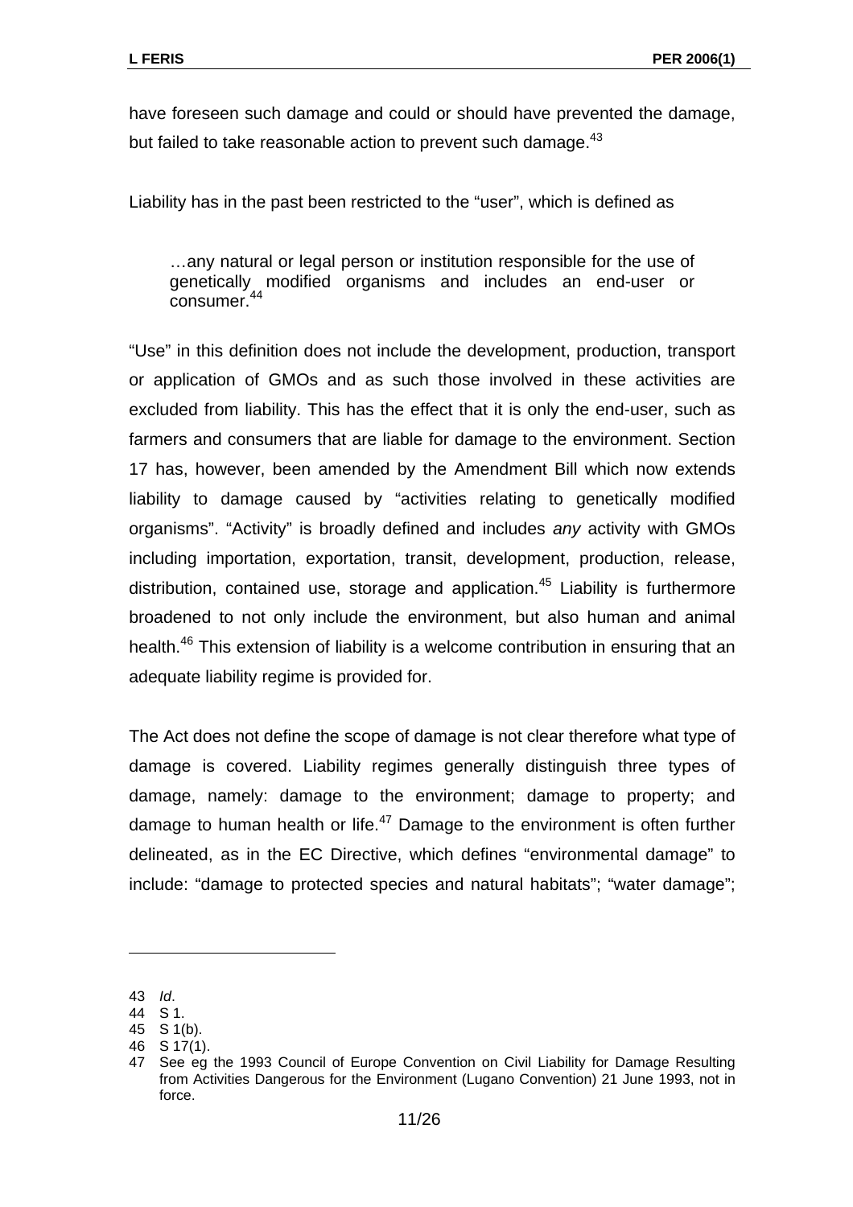have foreseen such damage and could or should have prevented the damage, but failed to take reasonable action to prevent such damage.[43]

Liability has in the past been restricted to the "user", which is defined as

> …any natural or legal person or institution responsible for the use of genetically modified organisms and includes an end-user or consumer.[44]

"Use" in this definition does not include the development, production, transport or application of GMOs and as such those involved in these activities are excluded from liability. This has the effect that it is only the end-user, such as farmers and consumers that are liable for damage to the environment. Section 17 has, however, been amended by the Amendment Bill which now extends liability to damage caused by "activities relating to genetically modified organisms". "Activity" is broadly defined and includes *any* activity with GMOs including importation, exportation, transit, development, production, release, distribution, contained use, storage and application.[45] Liability is furthermore broadened to not only include the environment, but also human and animal health.[46] This extension of liability is a welcome contribution in ensuring that an adequate liability regime is provided for.

The Act does not define the scope of damage is not clear therefore what type of damage is covered. Liability regimes generally distinguish three types of damage, namely: damage to the environment; damage to property; and damage to human health or life.[47] Damage to the environment is often further delineated, as in the EC Directive, which defines "environmental damage" to include: "damage to protected species and natural habitats"; "water damage";

---

43 *Id*.

44 S 1.

45 S 1(b).

46 S 17(1).

47 See eg the 1993 Council of Europe Convention on Civil Liability for Damage Resulting from Activities Dangerous for the Environment (Lugano Convention) 21 June 1993, not in force.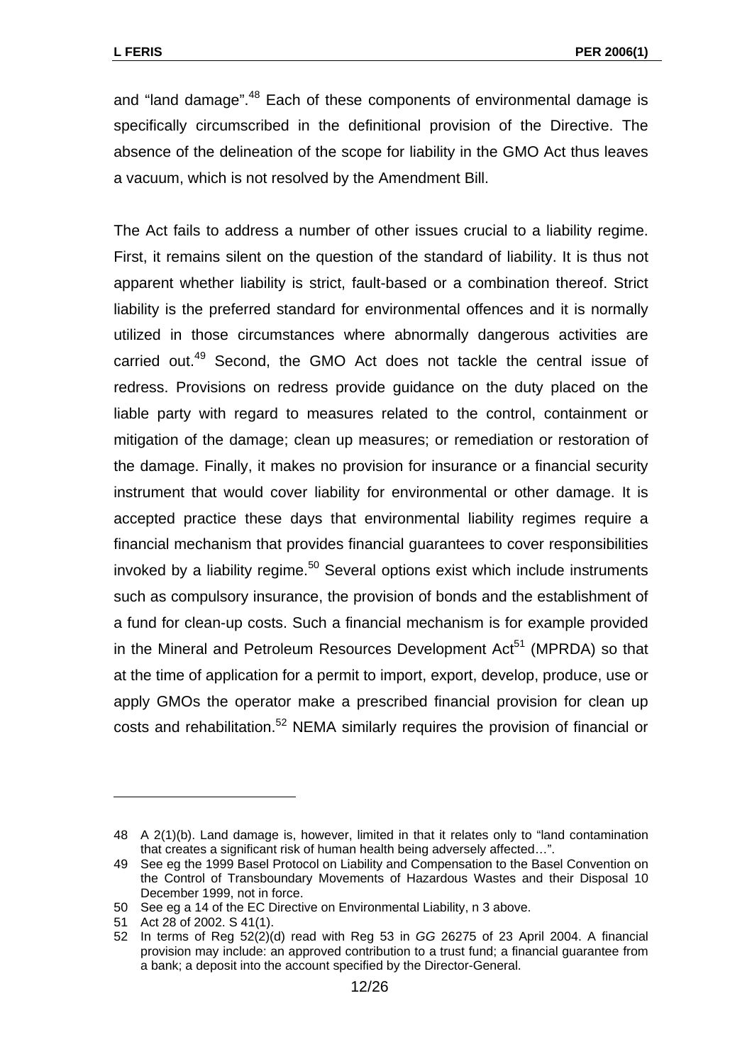and "land damage".[48] Each of these components of environmental damage is specifically circumscribed in the definitional provision of the Directive. The absence of the delineation of the scope for liability in the GMO Act thus leaves a vacuum, which is not resolved by the Amendment Bill.

The Act fails to address a number of other issues crucial to a liability regime. First, it remains silent on the question of the standard of liability. It is thus not apparent whether liability is strict, fault-based or a combination thereof. Strict liability is the preferred standard for environmental offences and it is normally utilized in those circumstances where abnormally dangerous activities are carried out.[49] Second, the GMO Act does not tackle the central issue of redress. Provisions on redress provide guidance on the duty placed on the liable party with regard to measures related to the control, containment or mitigation of the damage; clean up measures; or remediation or restoration of the damage. Finally, it makes no provision for insurance or a financial security instrument that would cover liability for environmental or other damage. It is accepted practice these days that environmental liability regimes require a financial mechanism that provides financial guarantees to cover responsibilities invoked by a liability regime.[50] Several options exist which include instruments such as compulsory insurance, the provision of bonds and the establishment of a fund for clean-up costs. Such a financial mechanism is for example provided in the Mineral and Petroleum Resources Development Act[51] (MPRDA) so that at the time of application for a permit to import, export, develop, produce, use or apply GMOs the operator make a prescribed financial provision for clean up costs and rehabilitation.[52] NEMA similarly requires the provision of financial or

---

48 A 2(1)(b). Land damage is, however, limited in that it relates only to "land contamination that creates a significant risk of human health being adversely affected…".

49 See eg the 1999 Basel Protocol on Liability and Compensation to the Basel Convention on the Control of Transboundary Movements of Hazardous Wastes and their Disposal 10 December 1999, not in force.

50 See eg a 14 of the EC Directive on Environmental Liability, n 3 above.

51 Act 28 of 2002. S 41(1).

52 In terms of Reg 52(2)(d) read with Reg 53 in *GG* 26275 of 23 April 2004. A financial provision may include: an approved contribution to a trust fund; a financial guarantee from a bank; a deposit into the account specified by the Director-General.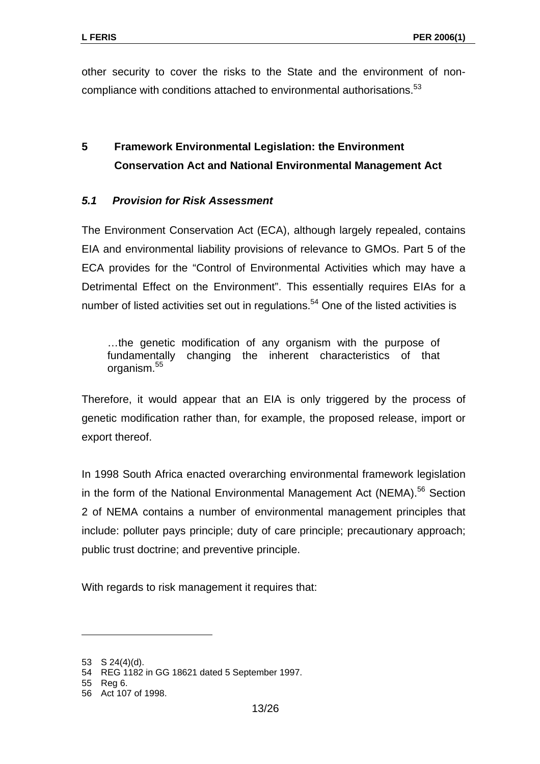other security to cover the risks to the State and the environment of non-compliance with conditions attached to environmental authorisations.[53]

## 5 Framework Environmental Legislation: the Environment Conservation Act and National Environmental Management Act

### *5.1 Provision for Risk Assessment*

The Environment Conservation Act (ECA), although largely repealed, contains EIA and environmental liability provisions of relevance to GMOs. Part 5 of the ECA provides for the "Control of Environmental Activities which may have a Detrimental Effect on the Environment". This essentially requires EIAs for a number of listed activities set out in regulations.[54] One of the listed activities is

> …the genetic modification of any organism with the purpose of fundamentally changing the inherent characteristics of that organism.[55]

Therefore, it would appear that an EIA is only triggered by the process of genetic modification rather than, for example, the proposed release, import or export thereof.

In 1998 South Africa enacted overarching environmental framework legislation in the form of the National Environmental Management Act (NEMA).[56] Section 2 of NEMA contains a number of environmental management principles that include: polluter pays principle; duty of care principle; precautionary approach; public trust doctrine; and preventive principle.

With regards to risk management it requires that:

---

53 S 24(4)(d).
54 REG 1182 in GG 18621 dated 5 September 1997.
55 Reg 6.
56 Act 107 of 1998.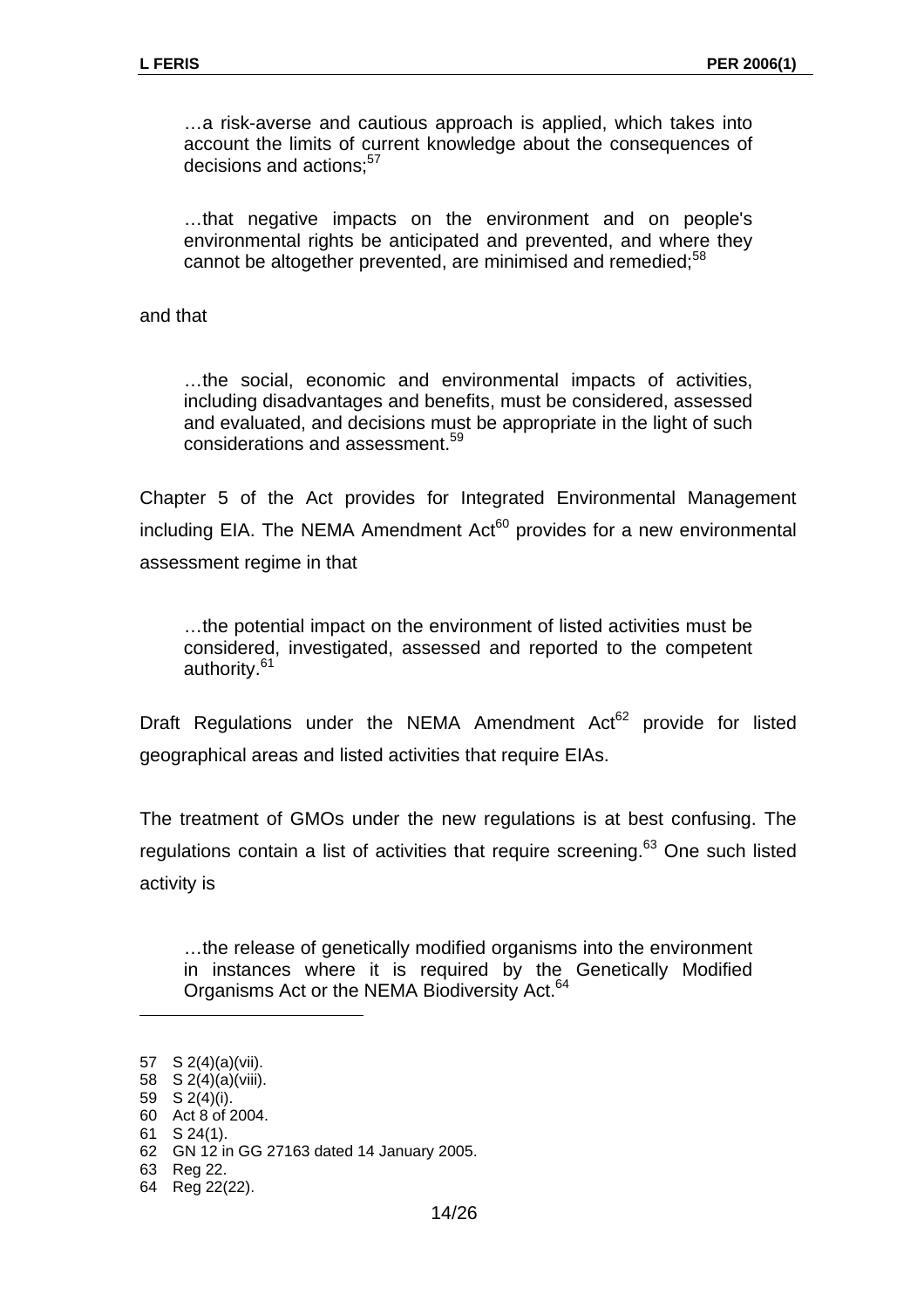> …a risk-averse and cautious approach is applied, which takes into account the limits of current knowledge about the consequences of decisions and actions;[57]

> …that negative impacts on the environment and on people's environmental rights be anticipated and prevented, and where they cannot be altogether prevented, are minimised and remedied;[58]

and that

> …the social, economic and environmental impacts of activities, including disadvantages and benefits, must be considered, assessed and evaluated, and decisions must be appropriate in the light of such considerations and assessment.[59]

Chapter 5 of the Act provides for Integrated Environmental Management including EIA. The NEMA Amendment Act[60] provides for a new environmental assessment regime in that

> …the potential impact on the environment of listed activities must be considered, investigated, assessed and reported to the competent authority.[61]

Draft Regulations under the NEMA Amendment Act[62] provide for listed geographical areas and listed activities that require EIAs.

The treatment of GMOs under the new regulations is at best confusing. The regulations contain a list of activities that require screening.[63] One such listed activity is

> …the release of genetically modified organisms into the environment in instances where it is required by the Genetically Modified Organisms Act or the NEMA Biodiversity Act.[64]

---

57 S 2(4)(a)(vii).
58 S 2(4)(a)(viii).
59 S 2(4)(i).
60 Act 8 of 2004.
61 S 24(1).
62 GN 12 in GG 27163 dated 14 January 2005.
63 Reg 22.
64 Reg 22(22).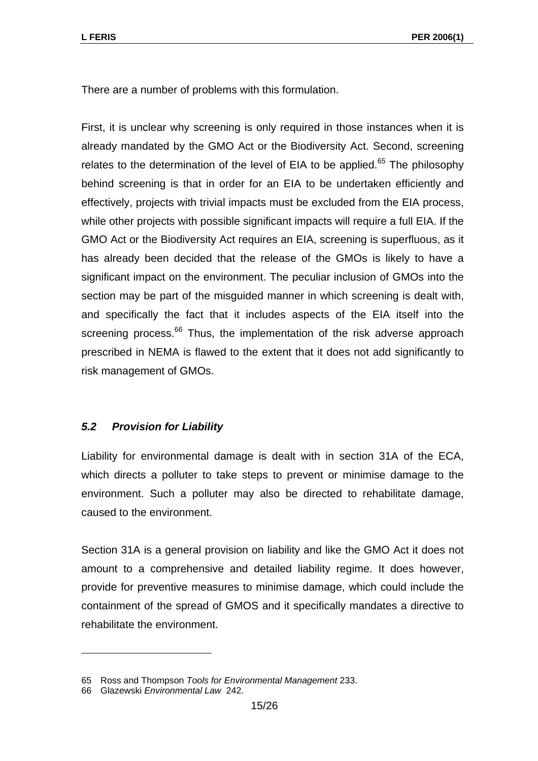There are a number of problems with this formulation.

First, it is unclear why screening is only required in those instances when it is already mandated by the GMO Act or the Biodiversity Act. Second, screening relates to the determination of the level of EIA to be applied.[65] The philosophy behind screening is that in order for an EIA to be undertaken efficiently and effectively, projects with trivial impacts must be excluded from the EIA process, while other projects with possible significant impacts will require a full EIA. If the GMO Act or the Biodiversity Act requires an EIA, screening is superfluous, as it has already been decided that the release of the GMOs is likely to have a significant impact on the environment. The peculiar inclusion of GMOs into the section may be part of the misguided manner in which screening is dealt with, and specifically the fact that it includes aspects of the EIA itself into the screening process.[66] Thus, the implementation of the risk adverse approach prescribed in NEMA is flawed to the extent that it does not add significantly to risk management of GMOs.

### *5.2 Provision for Liability*

Liability for environmental damage is dealt with in section 31A of the ECA, which directs a polluter to take steps to prevent or minimise damage to the environment. Such a polluter may also be directed to rehabilitate damage, caused to the environment.

Section 31A is a general provision on liability and like the GMO Act it does not amount to a comprehensive and detailed liability regime. It does however, provide for preventive measures to minimise damage, which could include the containment of the spread of GMOS and it specifically mandates a directive to rehabilitate the environment.

---

65 Ross and Thompson *Tools for Environmental Management* 233.

66 Glazewski *Environmental Law* 242.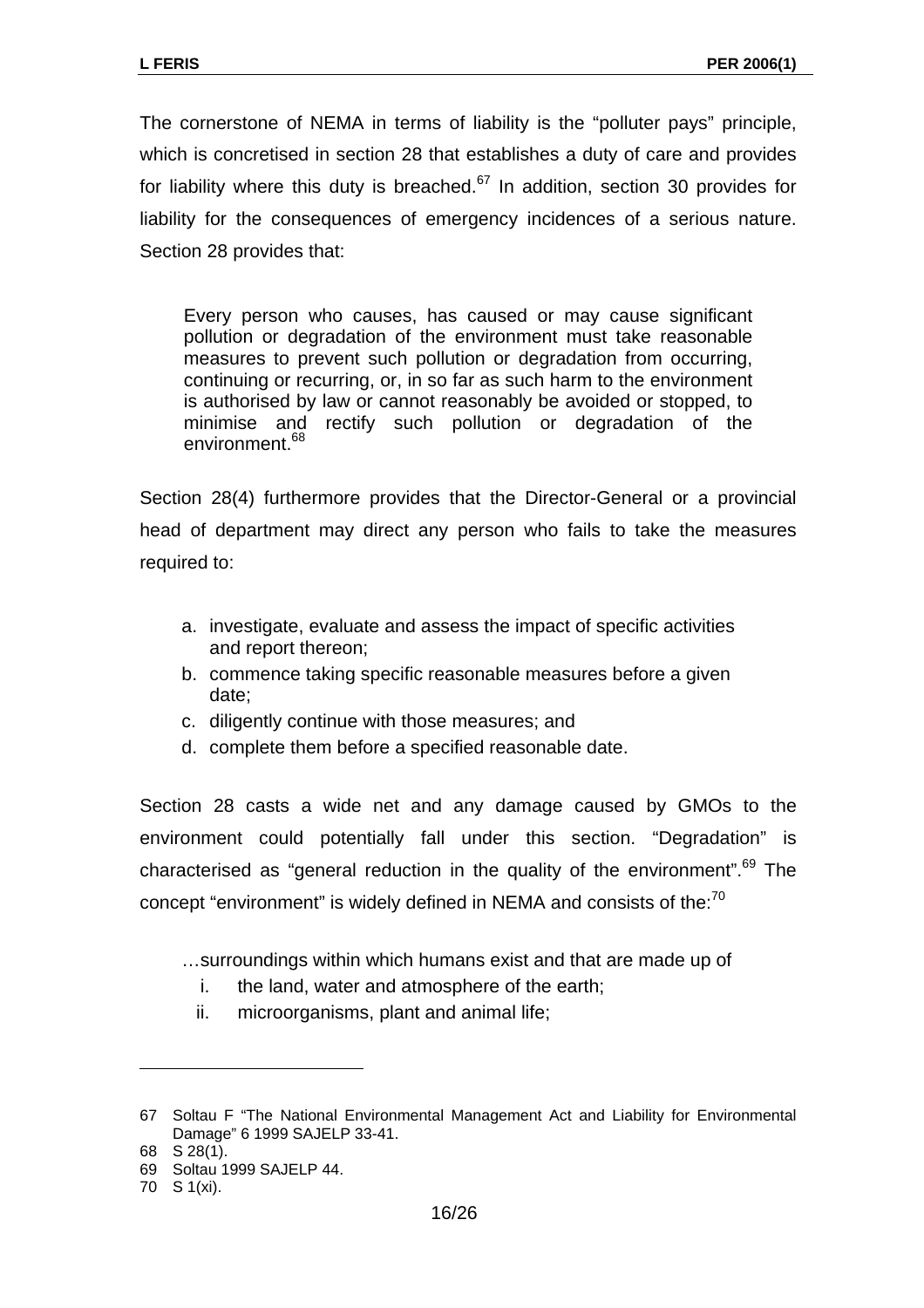The cornerstone of NEMA in terms of liability is the "polluter pays" principle, which is concretised in section 28 that establishes a duty of care and provides for liability where this duty is breached.[67] In addition, section 30 provides for liability for the consequences of emergency incidences of a serious nature. Section 28 provides that:

> Every person who causes, has caused or may cause significant pollution or degradation of the environment must take reasonable measures to prevent such pollution or degradation from occurring, continuing or recurring, or, in so far as such harm to the environment is authorised by law or cannot reasonably be avoided or stopped, to minimise and rectify such pollution or degradation of the environment.[68]

Section 28(4) furthermore provides that the Director-General or a provincial head of department may direct any person who fails to take the measures required to:

> a. investigate, evaluate and assess the impact of specific activities and report thereon;
> b. commence taking specific reasonable measures before a given date;
> c. diligently continue with those measures; and
> d. complete them before a specified reasonable date.

Section 28 casts a wide net and any damage caused by GMOs to the environment could potentially fall under this section. "Degradation" is characterised as "general reduction in the quality of the environment".[69] The concept "environment" is widely defined in NEMA and consists of the:[70]

> …surroundings within which humans exist and that are made up of
> i. the land, water and atmosphere of the earth;
> ii. microorganisms, plant and animal life;

---

67 Soltau F "The National Environmental Management Act and Liability for Environmental Damage" 6 1999 SAJELP 33-41.

68 S 28(1).

69 Soltau 1999 SAJELP 44.

70 S 1(xi).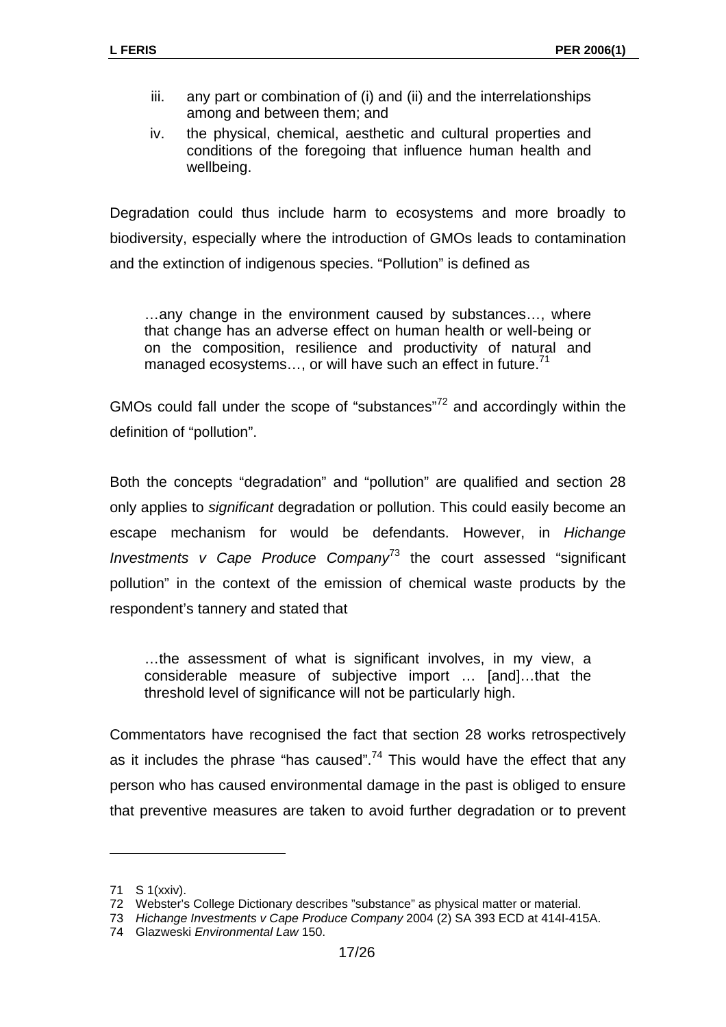iii. any part or combination of (i) and (ii) and the interrelationships among and between them; and

iv. the physical, chemical, aesthetic and cultural properties and conditions of the foregoing that influence human health and wellbeing.

Degradation could thus include harm to ecosystems and more broadly to biodiversity, especially where the introduction of GMOs leads to contamination and the extinction of indigenous species. "Pollution" is defined as

> …any change in the environment caused by substances…, where that change has an adverse effect on human health or well-being or on the composition, resilience and productivity of natural and managed ecosystems…, or will have such an effect in future.[71]

GMOs could fall under the scope of "substances"[72] and accordingly within the definition of "pollution".

Both the concepts "degradation" and "pollution" are qualified and section 28 only applies to *significant* degradation or pollution. This could easily become an escape mechanism for would be defendants. However, in *Hichange Investments v Cape Produce Company*[73] the court assessed "significant pollution" in the context of the emission of chemical waste products by the respondent's tannery and stated that

> …the assessment of what is significant involves, in my view, a considerable measure of subjective import … [and]…that the threshold level of significance will not be particularly high.

Commentators have recognised the fact that section 28 works retrospectively as it includes the phrase "has caused".[74] This would have the effect that any person who has caused environmental damage in the past is obliged to ensure that preventive measures are taken to avoid further degradation or to prevent

---

71 S 1(xxiv).

72 Webster's College Dictionary describes "substance" as physical matter or material.

73 *Hichange Investments v Cape Produce Company* 2004 (2) SA 393 ECD at 414I-415A.

74 Glazweski *Environmental Law* 150.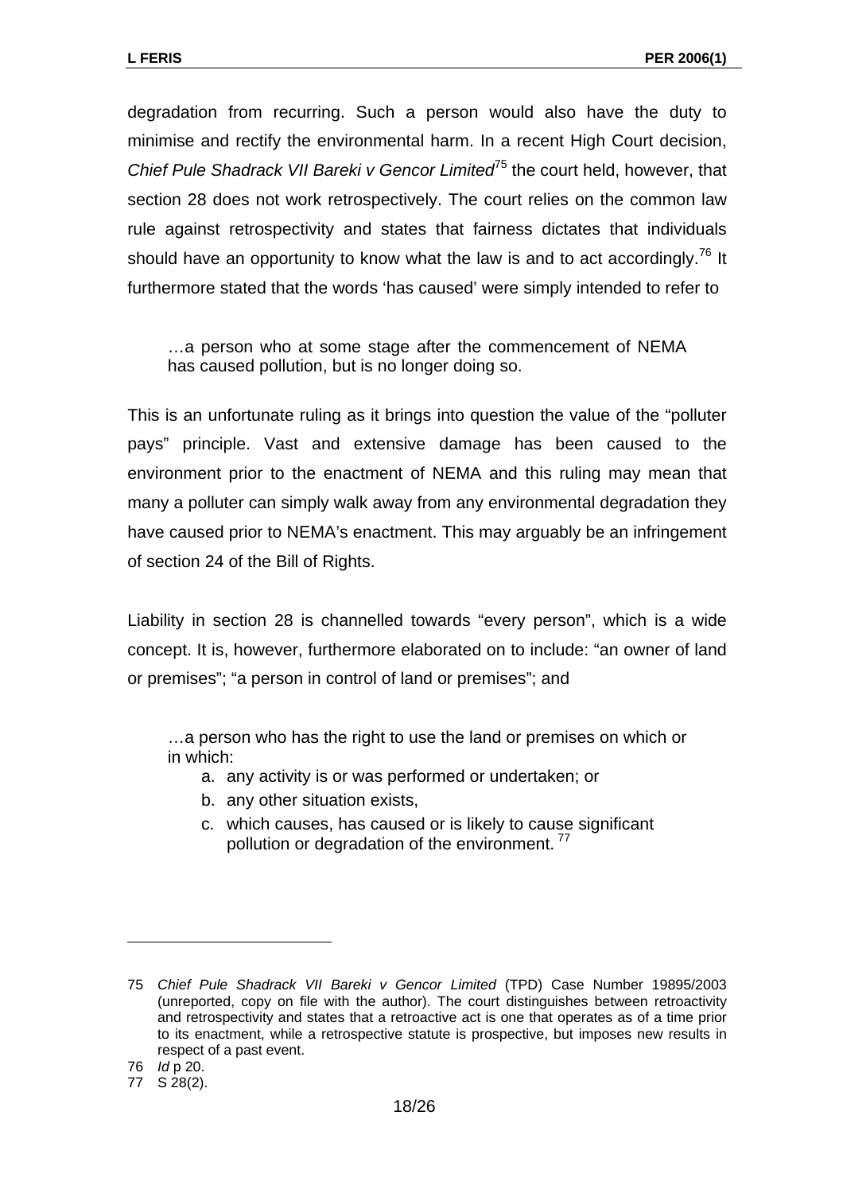degradation from recurring. Such a person would also have the duty to minimise and rectify the environmental harm. In a recent High Court decision, *Chief Pule Shadrack VII Bareki v Gencor Limited*[75] the court held, however, that section 28 does not work retrospectively. The court relies on the common law rule against retrospectivity and states that fairness dictates that individuals should have an opportunity to know what the law is and to act accordingly.[76] It furthermore stated that the words 'has caused' were simply intended to refer to

> …a person who at some stage after the commencement of NEMA has caused pollution, but is no longer doing so.

This is an unfortunate ruling as it brings into question the value of the "polluter pays" principle. Vast and extensive damage has been caused to the environment prior to the enactment of NEMA and this ruling may mean that many a polluter can simply walk away from any environmental degradation they have caused prior to NEMA's enactment. This may arguably be an infringement of section 24 of the Bill of Rights.

Liability in section 28 is channelled towards "every person", which is a wide concept. It is, however, furthermore elaborated on to include: "an owner of land or premises"; "a person in control of land or premises"; and

> …a person who has the right to use the land or premises on which or in which:
>
> a. any activity is or was performed or undertaken; or
> b. any other situation exists,
> c. which causes, has caused or is likely to cause significant pollution or degradation of the environment.[77]

---

75 *Chief Pule Shadrack VII Bareki v Gencor Limited* (TPD) Case Number 19895/2003 (unreported, copy on file with the author). The court distinguishes between retroactivity and retrospectivity and states that a retroactive act is one that operates as of a time prior to its enactment, while a retrospective statute is prospective, but imposes new results in respect of a past event.

76 *Id* p 20.

77 S 28(2).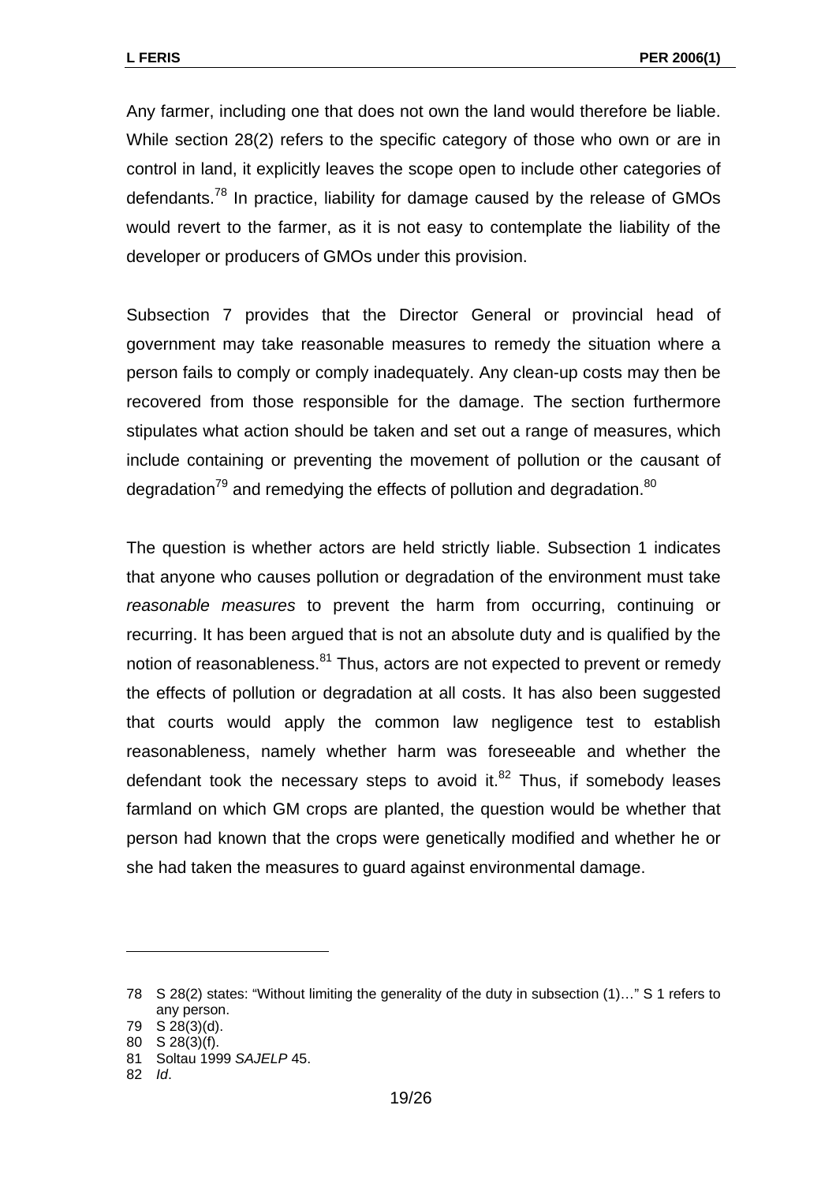Any farmer, including one that does not own the land would therefore be liable. While section 28(2) refers to the specific category of those who own or are in control in land, it explicitly leaves the scope open to include other categories of defendants.[78] In practice, liability for damage caused by the release of GMOs would revert to the farmer, as it is not easy to contemplate the liability of the developer or producers of GMOs under this provision.

Subsection 7 provides that the Director General or provincial head of government may take reasonable measures to remedy the situation where a person fails to comply or comply inadequately. Any clean-up costs may then be recovered from those responsible for the damage. The section furthermore stipulates what action should be taken and set out a range of measures, which include containing or preventing the movement of pollution or the causant of degradation[79] and remedying the effects of pollution and degradation.[80]

The question is whether actors are held strictly liable. Subsection 1 indicates that anyone who causes pollution or degradation of the environment must take *reasonable measures* to prevent the harm from occurring, continuing or recurring. It has been argued that is not an absolute duty and is qualified by the notion of reasonableness.[81] Thus, actors are not expected to prevent or remedy the effects of pollution or degradation at all costs. It has also been suggested that courts would apply the common law negligence test to establish reasonableness, namely whether harm was foreseeable and whether the defendant took the necessary steps to avoid it.[82] Thus, if somebody leases farmland on which GM crops are planted, the question would be whether that person had known that the crops were genetically modified and whether he or she had taken the measures to guard against environmental damage.

---

78 S 28(2) states: "Without limiting the generality of the duty in subsection (1)…" S 1 refers to any person.

79 S 28(3)(d).

80 S 28(3)(f).

81 Soltau 1999 *SAJELP* 45.

82 *Id*.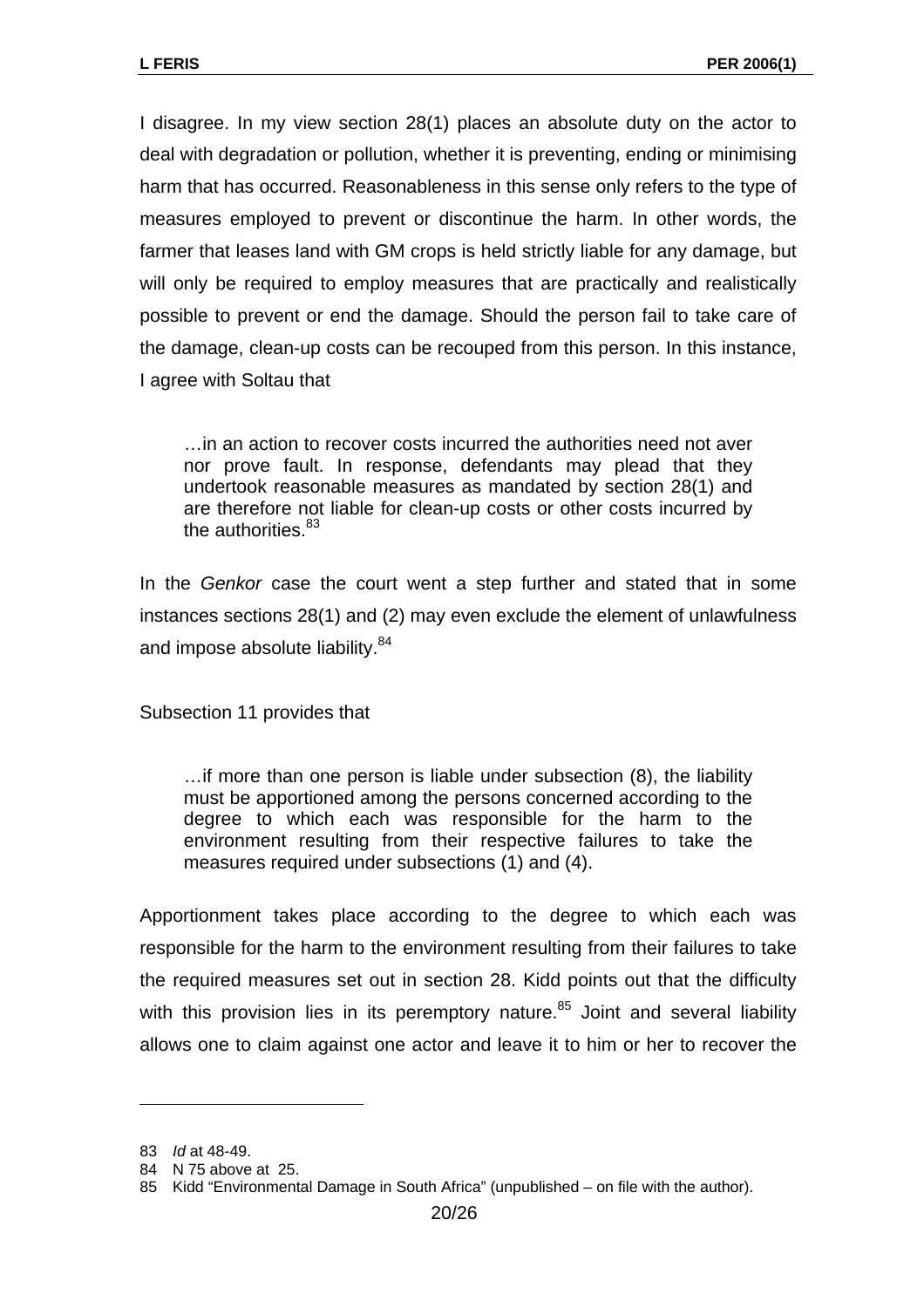I disagree. In my view section 28(1) places an absolute duty on the actor to deal with degradation or pollution, whether it is preventing, ending or minimising harm that has occurred. Reasonableness in this sense only refers to the type of measures employed to prevent or discontinue the harm. In other words, the farmer that leases land with GM crops is held strictly liable for any damage, but will only be required to employ measures that are practically and realistically possible to prevent or end the damage. Should the person fail to take care of the damage, clean-up costs can be recouped from this person. In this instance, I agree with Soltau that

> …in an action to recover costs incurred the authorities need not aver nor prove fault. In response, defendants may plead that they undertook reasonable measures as mandated by section 28(1) and are therefore not liable for clean-up costs or other costs incurred by the authorities.[83]

In the *Genkor* case the court went a step further and stated that in some instances sections 28(1) and (2) may even exclude the element of unlawfulness and impose absolute liability.[84]

Subsection 11 provides that

> …if more than one person is liable under subsection (8), the liability must be apportioned among the persons concerned according to the degree to which each was responsible for the harm to the environment resulting from their respective failures to take the measures required under subsections (1) and (4).

Apportionment takes place according to the degree to which each was responsible for the harm to the environment resulting from their failures to take the required measures set out in section 28. Kidd points out that the difficulty with this provision lies in its peremptory nature.[85] Joint and several liability allows one to claim against one actor and leave it to him or her to recover the

---

83 *Id* at 48-49.

84 N 75 above at 25.

85 Kidd "Environmental Damage in South Africa" (unpublished – on file with the author).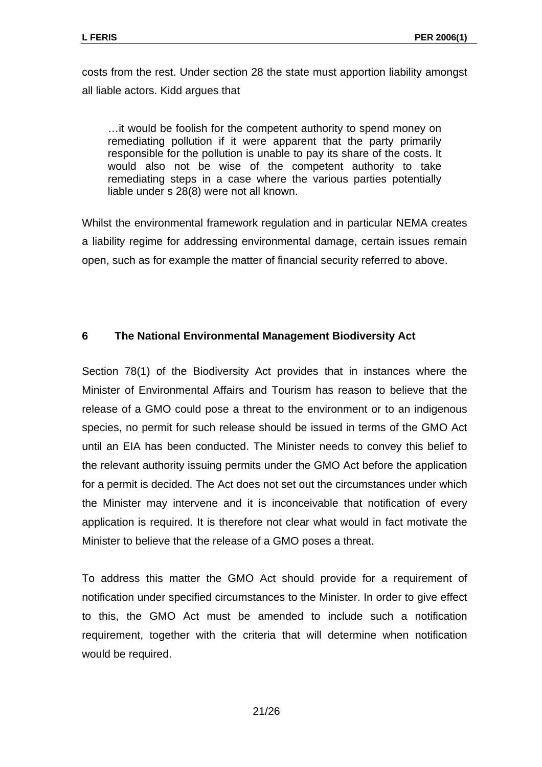costs from the rest. Under section 28 the state must apportion liability amongst all liable actors. Kidd argues that

> …it would be foolish for the competent authority to spend money on remediating pollution if it were apparent that the party primarily responsible for the pollution is unable to pay its share of the costs. It would also not be wise of the competent authority to take remediating steps in a case where the various parties potentially liable under s 28(8) were not all known.

Whilst the environmental framework regulation and in particular NEMA creates a liability regime for addressing environmental damage, certain issues remain open, such as for example the matter of financial security referred to above.

## 6 The National Environmental Management Biodiversity Act

Section 78(1) of the Biodiversity Act provides that in instances where the Minister of Environmental Affairs and Tourism has reason to believe that the release of a GMO could pose a threat to the environment or to an indigenous species, no permit for such release should be issued in terms of the GMO Act until an EIA has been conducted. The Minister needs to convey this belief to the relevant authority issuing permits under the GMO Act before the application for a permit is decided. The Act does not set out the circumstances under which the Minister may intervene and it is inconceivable that notification of every application is required. It is therefore not clear what would in fact motivate the Minister to believe that the release of a GMO poses a threat.

To address this matter the GMO Act should provide for a requirement of notification under specified circumstances to the Minister. In order to give effect to this, the GMO Act must be amended to include such a notification requirement, together with the criteria that will determine when notification would be required.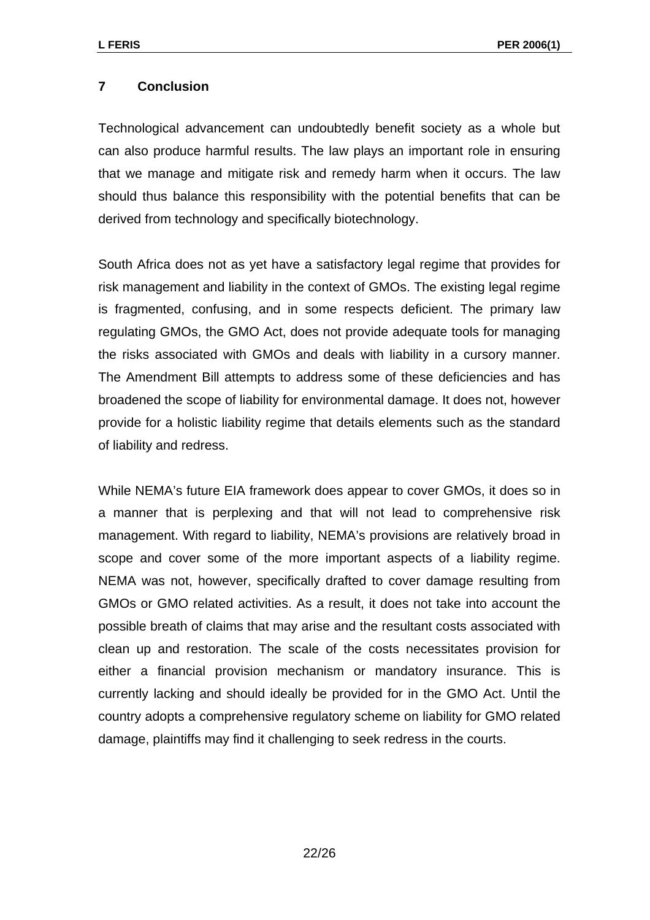## 7 Conclusion

Technological advancement can undoubtedly benefit society as a whole but can also produce harmful results. The law plays an important role in ensuring that we manage and mitigate risk and remedy harm when it occurs. The law should thus balance this responsibility with the potential benefits that can be derived from technology and specifically biotechnology.

South Africa does not as yet have a satisfactory legal regime that provides for risk management and liability in the context of GMOs. The existing legal regime is fragmented, confusing, and in some respects deficient. The primary law regulating GMOs, the GMO Act, does not provide adequate tools for managing the risks associated with GMOs and deals with liability in a cursory manner. The Amendment Bill attempts to address some of these deficiencies and has broadened the scope of liability for environmental damage. It does not, however provide for a holistic liability regime that details elements such as the standard of liability and redress.

While NEMA's future EIA framework does appear to cover GMOs, it does so in a manner that is perplexing and that will not lead to comprehensive risk management. With regard to liability, NEMA's provisions are relatively broad in scope and cover some of the more important aspects of a liability regime. NEMA was not, however, specifically drafted to cover damage resulting from GMOs or GMO related activities. As a result, it does not take into account the possible breath of claims that may arise and the resultant costs associated with clean up and restoration. The scale of the costs necessitates provision for either a financial provision mechanism or mandatory insurance. This is currently lacking and should ideally be provided for in the GMO Act. Until the country adopts a comprehensive regulatory scheme on liability for GMO related damage, plaintiffs may find it challenging to seek redress in the courts.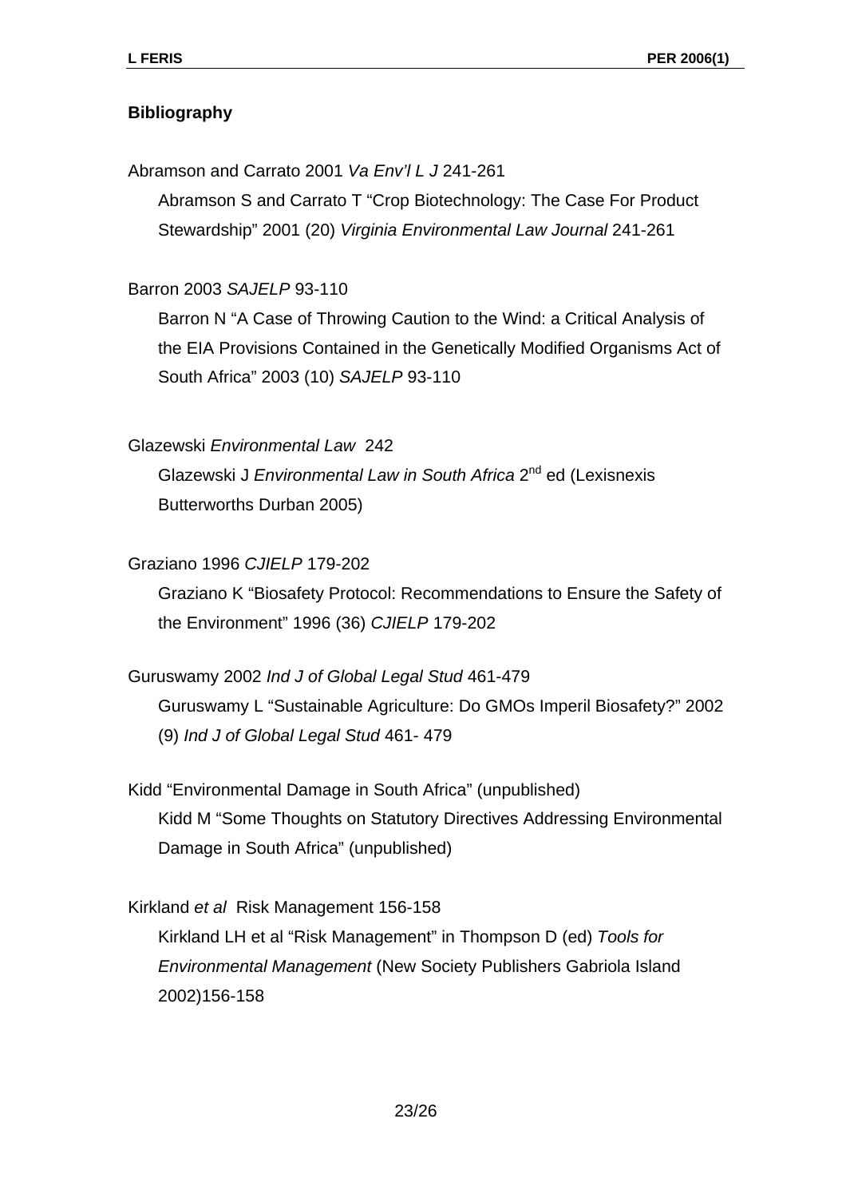**Bibliography**

Abramson and Carrato 2001 *Va Env'l L J* 241-261

Abramson S and Carrato T "Crop Biotechnology: The Case For Product Stewardship" 2001 (20) *Virginia Environmental Law Journal* 241-261

Barron 2003 *SAJELP* 93-110

Barron N "A Case of Throwing Caution to the Wind: a Critical Analysis of the EIA Provisions Contained in the Genetically Modified Organisms Act of South Africa" 2003 (10) *SAJELP* 93-110

Glazewski *Environmental Law* 242

Glazewski J *Environmental Law in South Africa* 2nd ed (Lexisnexis Butterworths Durban 2005)

Graziano 1996 *CJIELP* 179-202

Graziano K "Biosafety Protocol: Recommendations to Ensure the Safety of the Environment" 1996 (36) *CJIELP* 179-202

Guruswamy 2002 *Ind J of Global Legal Stud* 461-479

Guruswamy L "Sustainable Agriculture: Do GMOs Imperil Biosafety?" 2002 (9) *Ind J of Global Legal Stud* 461- 479

Kidd "Environmental Damage in South Africa" (unpublished)

Kidd M "Some Thoughts on Statutory Directives Addressing Environmental Damage in South Africa" (unpublished)

Kirkland *et al* Risk Management 156-158

Kirkland LH et al "Risk Management" in Thompson D (ed) *Tools for Environmental Management* (New Society Publishers Gabriola Island 2002)156-158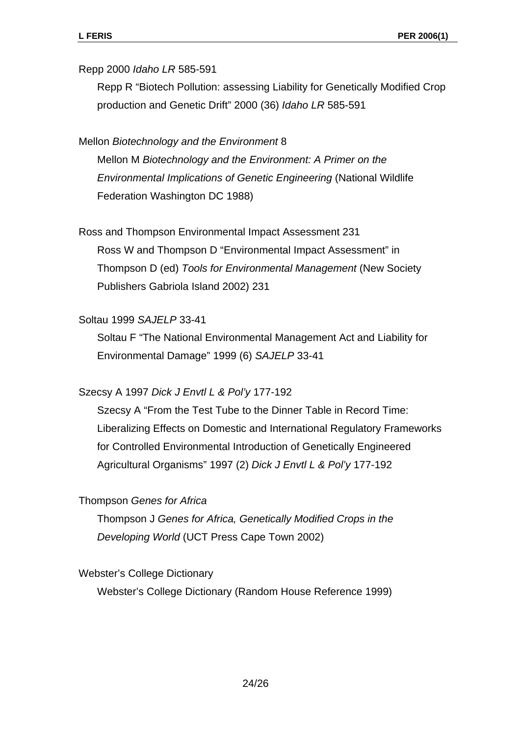Repp 2000 *Idaho LR* 585-591

Repp R "Biotech Pollution: assessing Liability for Genetically Modified Crop production and Genetic Drift" 2000 (36) *Idaho LR* 585-591

Mellon *Biotechnology and the Environment* 8

Mellon M *Biotechnology and the Environment: A Primer on the Environmental Implications of Genetic Engineering* (National Wildlife Federation Washington DC 1988)

Ross and Thompson Environmental Impact Assessment 231

Ross W and Thompson D "Environmental Impact Assessment" in Thompson D (ed) *Tools for Environmental Management* (New Society Publishers Gabriola Island 2002) 231

Soltau 1999 *SAJELP* 33-41

Soltau F "The National Environmental Management Act and Liability for Environmental Damage" 1999 (6) *SAJELP* 33-41

Szecsy A 1997 *Dick J Envtl L & Pol'y* 177-192

Szecsy A "From the Test Tube to the Dinner Table in Record Time: Liberalizing Effects on Domestic and International Regulatory Frameworks for Controlled Environmental Introduction of Genetically Engineered Agricultural Organisms" 1997 (2) *Dick J Envtl L & Pol'y* 177-192

Thompson *Genes for Africa*

Thompson J *Genes for Africa, Genetically Modified Crops in the Developing World* (UCT Press Cape Town 2002)

Webster's College Dictionary

Webster's College Dictionary (Random House Reference 1999)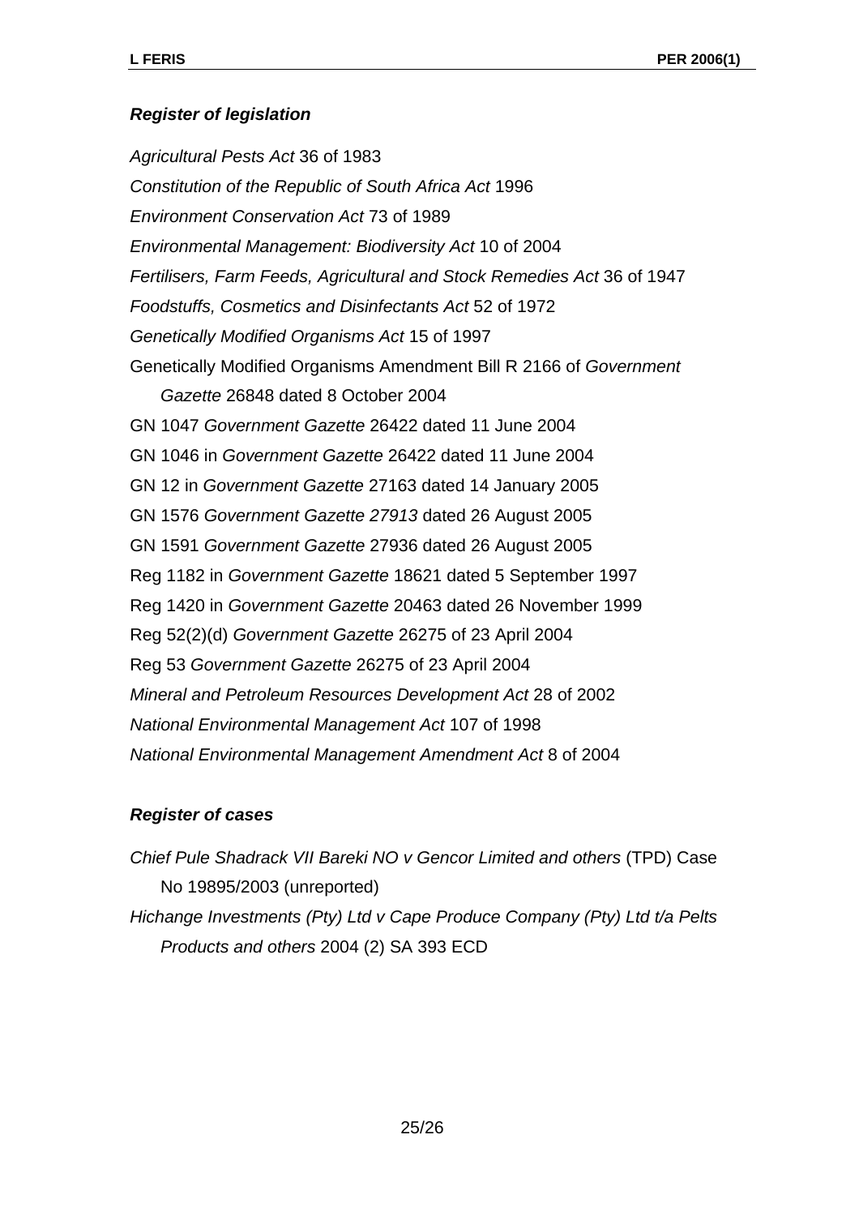***Register of legislation***

*Agricultural Pests Act* 36 of 1983

*Constitution of the Republic of South Africa Act* 1996

*Environment Conservation Act* 73 of 1989

*Environmental Management: Biodiversity Act* 10 of 2004

*Fertilisers, Farm Feeds, Agricultural and Stock Remedies Act* 36 of 1947

*Foodstuffs, Cosmetics and Disinfectants Act* 52 of 1972

*Genetically Modified Organisms Act* 15 of 1997

Genetically Modified Organisms Amendment Bill R 2166 of *Government Gazette* 26848 dated 8 October 2004

GN 1047 *Government Gazette* 26422 dated 11 June 2004

GN 1046 in *Government Gazette* 26422 dated 11 June 2004

GN 12 in *Government Gazette* 27163 dated 14 January 2005

GN 1576 *Government Gazette 27913* dated 26 August 2005

GN 1591 *Government Gazette* 27936 dated 26 August 2005

Reg 1182 in *Government Gazette* 18621 dated 5 September 1997

Reg 1420 in *Government Gazette* 20463 dated 26 November 1999

Reg 52(2)(d) *Government Gazette* 26275 of 23 April 2004

Reg 53 *Government Gazette* 26275 of 23 April 2004

*Mineral and Petroleum Resources Development Act* 28 of 2002

*National Environmental Management Act* 107 of 1998

*National Environmental Management Amendment Act* 8 of 2004

***Register of cases***

*Chief Pule Shadrack VII Bareki NO v Gencor Limited and others* (TPD) Case No 19895/2003 (unreported)

*Hichange Investments (Pty) Ltd v Cape Produce Company (Pty) Ltd t/a Pelts Products and others* 2004 (2) SA 393 ECD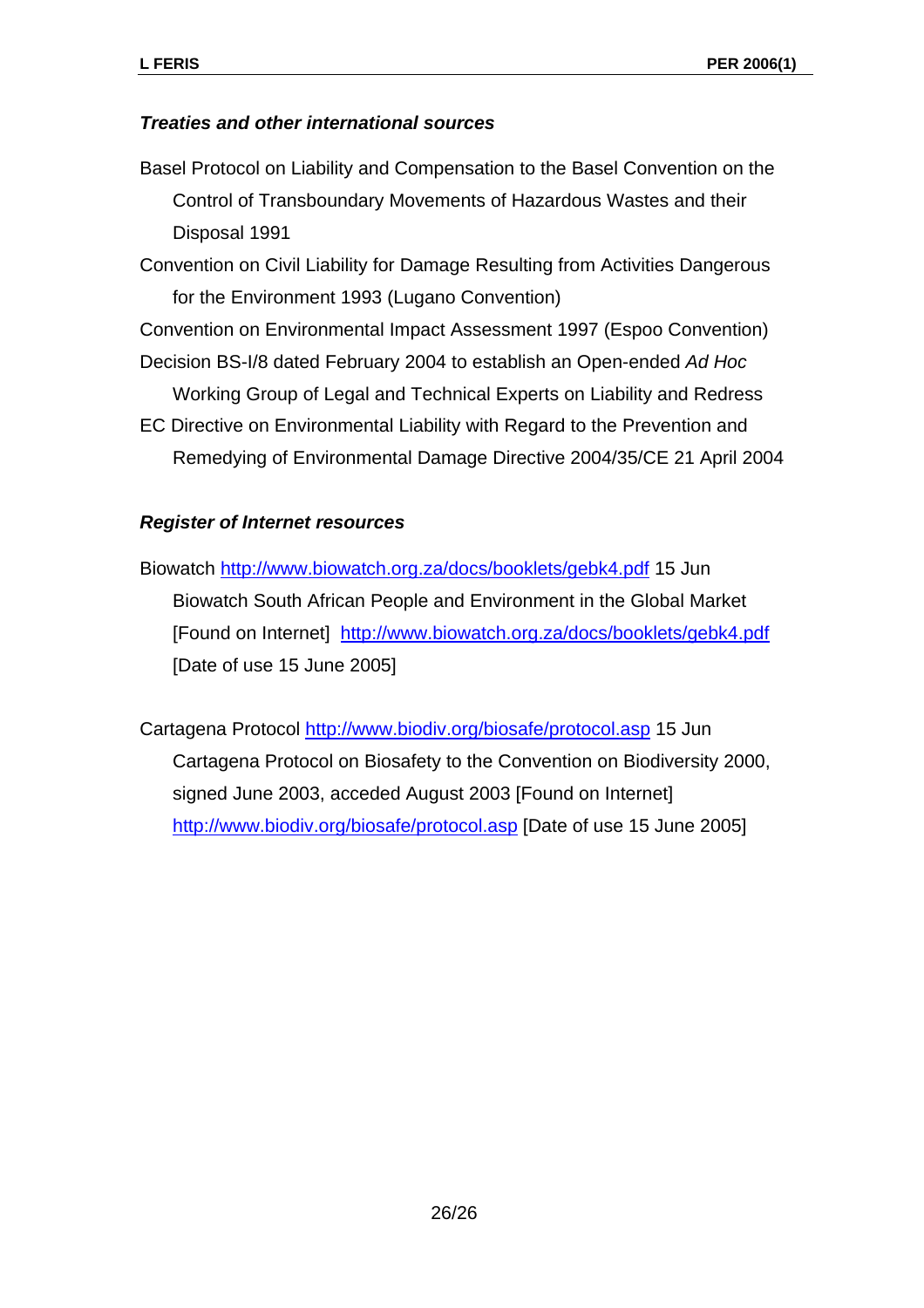### *Treaties and other international sources*

Basel Protocol on Liability and Compensation to the Basel Convention on the Control of Transboundary Movements of Hazardous Wastes and their Disposal 1991

Convention on Civil Liability for Damage Resulting from Activities Dangerous for the Environment 1993 (Lugano Convention)

Convention on Environmental Impact Assessment 1997 (Espoo Convention)

Decision BS-I/8 dated February 2004 to establish an Open-ended *Ad Hoc* Working Group of Legal and Technical Experts on Liability and Redress

EC Directive on Environmental Liability with Regard to the Prevention and Remedying of Environmental Damage Directive 2004/35/CE 21 April 2004

### *Register of Internet resources*

Biowatch http://www.biowatch.org.za/docs/booklets/gebk4.pdf 15 Jun
Biowatch South African People and Environment in the Global Market [Found on Internet] http://www.biowatch.org.za/docs/booklets/gebk4.pdf [Date of use 15 June 2005]

Cartagena Protocol http://www.biodiv.org/biosafe/protocol.asp 15 Jun
Cartagena Protocol on Biosafety to the Convention on Biodiversity 2000, signed June 2003, acceded August 2003 [Found on Internet] http://www.biodiv.org/biosafe/protocol.asp [Date of use 15 June 2005]